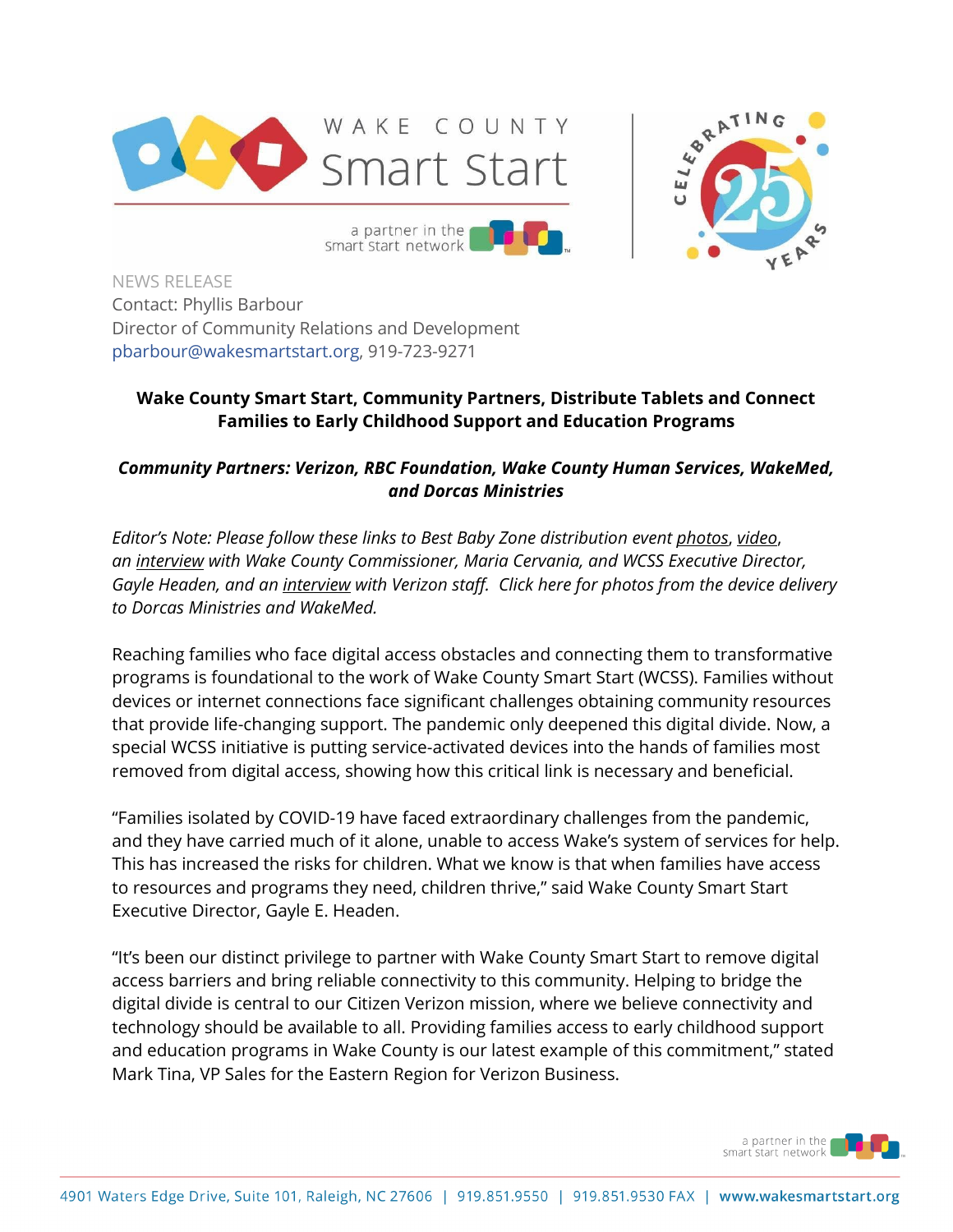NEWS RELEASE
Contact: Phyllis Barbour
Director of Community Relations and Development
pbarbour@wakesmartstart.org, 919-723-9271

**Wake County Smart Start, Community Partners, Distribute Tablets and Connect Families to Early Childhood Support and Education Programs**

***Community Partners: Verizon, RBC Foundation, Wake County Human Services, WakeMed, and Dorcas Ministries***

*Editor's Note: Please follow these links to Best Baby Zone distribution event photos, video, an interview with Wake County Commissioner, Maria Cervania, and WCSS Executive Director, Gayle Headen, and an interview with Verizon staff. Click here for photos from the device delivery to Dorcas Ministries and WakeMed.*

Reaching families who face digital access obstacles and connecting them to transformative programs is foundational to the work of Wake County Smart Start (WCSS). Families without devices or internet connections face significant challenges obtaining community resources that provide life-changing support. The pandemic only deepened this digital divide. Now, a special WCSS initiative is putting service-activated devices into the hands of families most removed from digital access, showing how this critical link is necessary and beneficial.

"Families isolated by COVID-19 have faced extraordinary challenges from the pandemic, and they have carried much of it alone, unable to access Wake's system of services for help. This has increased the risks for children. What we know is that when families have access to resources and programs they need, children thrive," said Wake County Smart Start Executive Director, Gayle E. Headen.

"It's been our distinct privilege to partner with Wake County Smart Start to remove digital access barriers and bring reliable connectivity to this community. Helping to bridge the digital divide is central to our Citizen Verizon mission, where we believe connectivity and technology should be available to all. Providing families access to early childhood support and education programs in Wake County is our latest example of this commitment," stated Mark Tina, VP Sales for the Eastern Region for Verizon Business.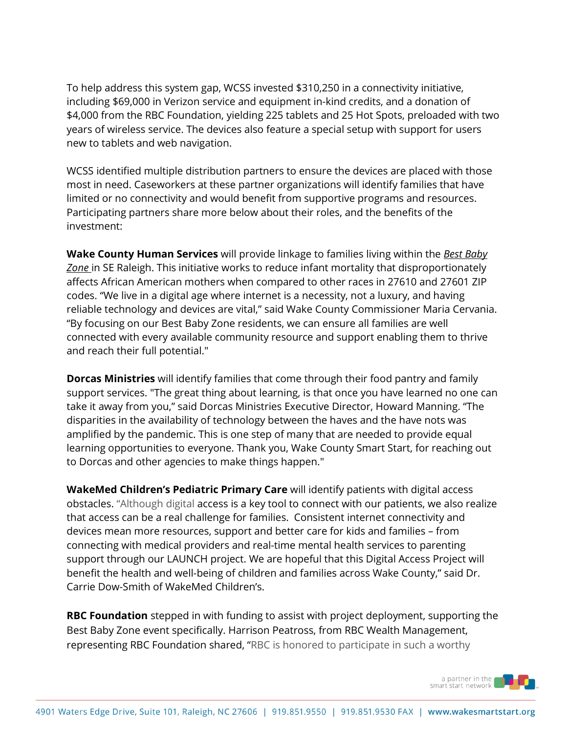To help address this system gap, WCSS invested $310,250 in a connectivity initiative, including $69,000 in Verizon service and equipment in-kind credits, and a donation of $4,000 from the RBC Foundation, yielding 225 tablets and 25 Hot Spots, preloaded with two years of wireless service. The devices also feature a special setup with support for users new to tablets and web navigation.

WCSS identified multiple distribution partners to ensure the devices are placed with those most in need. Caseworkers at these partner organizations will identify families that have limited or no connectivity and would benefit from supportive programs and resources. Participating partners share more below about their roles, and the benefits of the investment:

**Wake County Human Services** will provide linkage to families living within the *Best Baby Zone* in SE Raleigh. This initiative works to reduce infant mortality that disproportionately affects African American mothers when compared to other races in 27610 and 27601 ZIP codes. "We live in a digital age where internet is a necessity, not a luxury, and having reliable technology and devices are vital," said Wake County Commissioner Maria Cervania. "By focusing on our Best Baby Zone residents, we can ensure all families are well connected with every available community resource and support enabling them to thrive and reach their full potential."

**Dorcas Ministries** will identify families that come through their food pantry and family support services. "The great thing about learning, is that once you have learned no one can take it away from you," said Dorcas Ministries Executive Director, Howard Manning. "The disparities in the availability of technology between the haves and the have nots was amplified by the pandemic. This is one step of many that are needed to provide equal learning opportunities to everyone. Thank you, Wake County Smart Start, for reaching out to Dorcas and other agencies to make things happen."

**WakeMed Children's Pediatric Primary Care** will identify patients with digital access obstacles. "Although digital access is a key tool to connect with our patients, we also realize that access can be a real challenge for families. Consistent internet connectivity and devices mean more resources, support and better care for kids and families – from connecting with medical providers and real-time mental health services to parenting support through our LAUNCH project. We are hopeful that this Digital Access Project will benefit the health and well-being of children and families across Wake County," said Dr. Carrie Dow-Smith of WakeMed Children's.

**RBC Foundation** stepped in with funding to assist with project deployment, supporting the Best Baby Zone event specifically. Harrison Peatross, from RBC Wealth Management, representing RBC Foundation shared, "RBC is honored to participate in such a worthy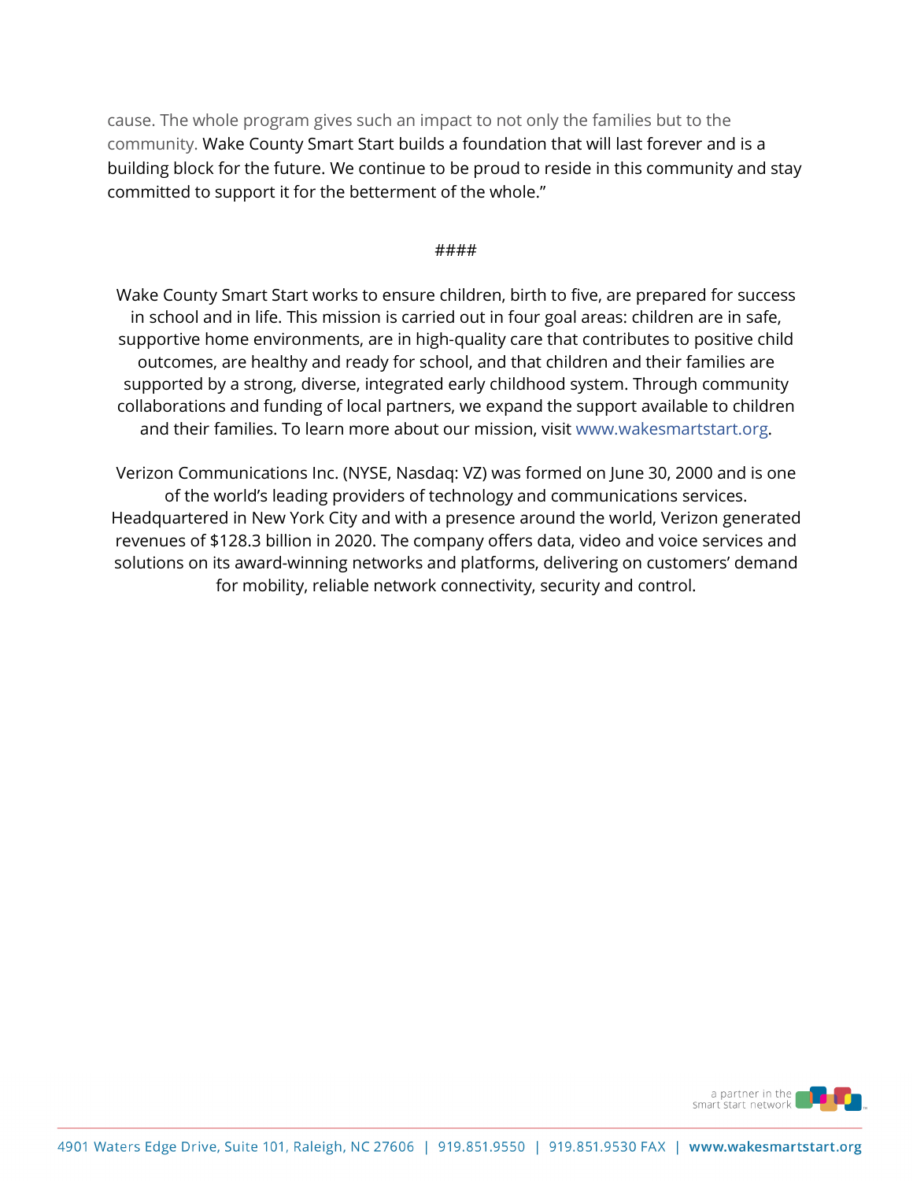cause. The whole program gives such an impact to not only the families but to the community. Wake County Smart Start builds a foundation that will last forever and is a building block for the future. We continue to be proud to reside in this community and stay committed to support it for the betterment of the whole."

####

Wake County Smart Start works to ensure children, birth to five, are prepared for success in school and in life. This mission is carried out in four goal areas: children are in safe, supportive home environments, are in high-quality care that contributes to positive child outcomes, are healthy and ready for school, and that children and their families are supported by a strong, diverse, integrated early childhood system. Through community collaborations and funding of local partners, we expand the support available to children and their families. To learn more about our mission, visit www.wakesmartstart.org.

Verizon Communications Inc. (NYSE, Nasdaq: VZ) was formed on June 30, 2000 and is one of the world's leading providers of technology and communications services. Headquartered in New York City and with a presence around the world, Verizon generated revenues of $128.3 billion in 2020. The company offers data, video and voice services and solutions on its award-winning networks and platforms, delivering on customers' demand for mobility, reliable network connectivity, security and control.